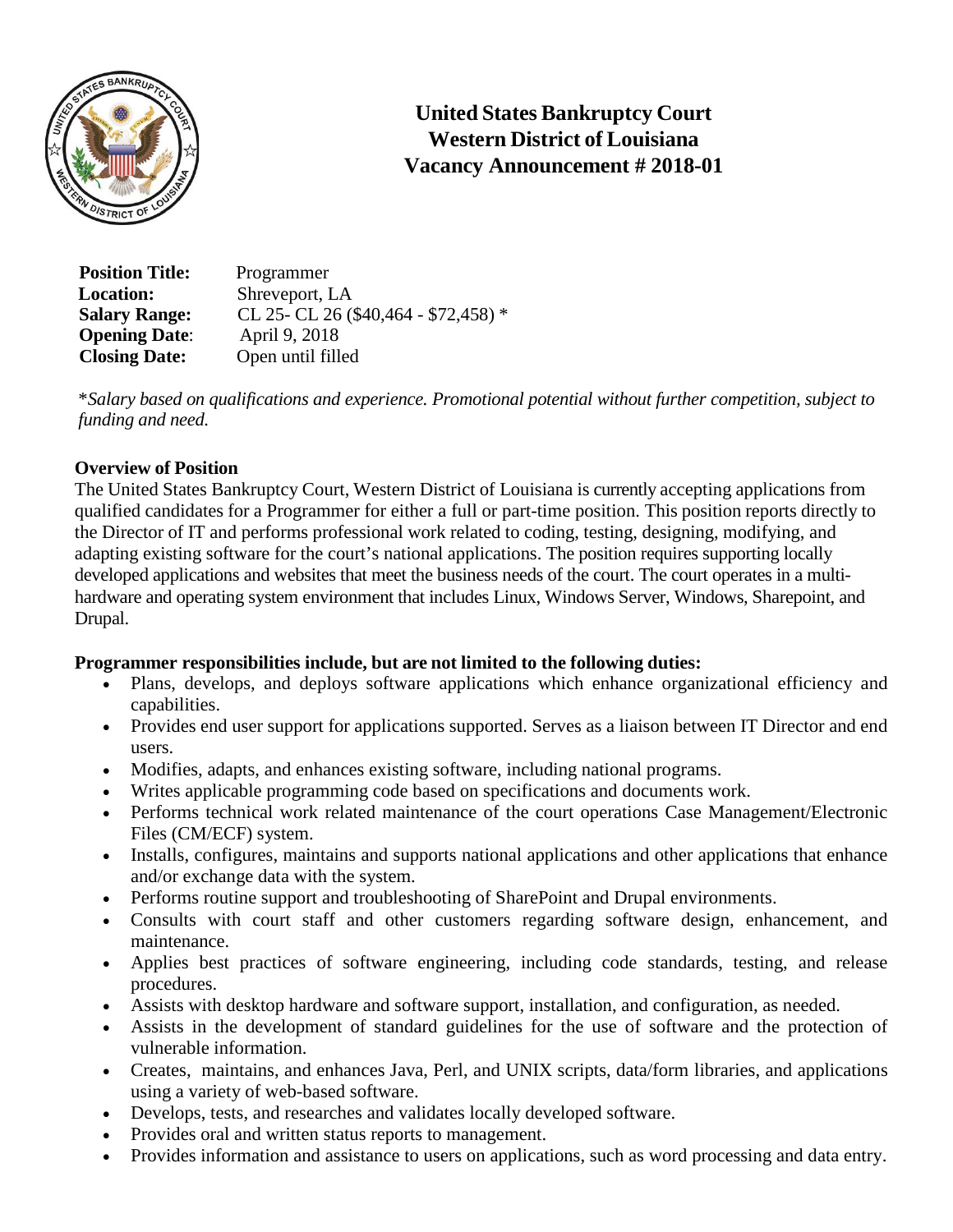# United States Bankruptcy Court
# Western District of Louisiana
# Vacancy Announcement # 2018-01

**Position Title:** Programmer
**Location:** Shreveport, LA
**Salary Range:** CL 25- CL 26 ($40,464 - $72,458) *
**Opening Date**: April 9, 2018
**Closing Date:** Open until filled

**Salary based on qualifications and experience. Promotional potential without further competition, subject to funding and need.*

**Overview of Position**

The United States Bankruptcy Court, Western District of Louisiana is currently accepting applications from qualified candidates for a Programmer for either a full or part-time position. This position reports directly to the Director of IT and performs professional work related to coding, testing, designing, modifying, and adapting existing software for the court's national applications. The position requires supporting locally developed applications and websites that meet the business needs of the court. The court operates in a multi-hardware and operating system environment that includes Linux, Windows Server, Windows, Sharepoint, and Drupal.

**Programmer responsibilities include, but are not limited to the following duties:**

- Plans, develops, and deploys software applications which enhance organizational efficiency and capabilities.
- Provides end user support for applications supported. Serves as a liaison between IT Director and end users.
- Modifies, adapts, and enhances existing software, including national programs.
- Writes applicable programming code based on specifications and documents work.
- Performs technical work related maintenance of the court operations Case Management/Electronic Files (CM/ECF) system.
- Installs, configures, maintains and supports national applications and other applications that enhance and/or exchange data with the system.
- Performs routine support and troubleshooting of SharePoint and Drupal environments.
- Consults with court staff and other customers regarding software design, enhancement, and maintenance.
- Applies best practices of software engineering, including code standards, testing, and release procedures.
- Assists with desktop hardware and software support, installation, and configuration, as needed.
- Assists in the development of standard guidelines for the use of software and the protection of vulnerable information.
- Creates, maintains, and enhances Java, Perl, and UNIX scripts, data/form libraries, and applications using a variety of web-based software.
- Develops, tests, and researches and validates locally developed software.
- Provides oral and written status reports to management.
- Provides information and assistance to users on applications, such as word processing and data entry.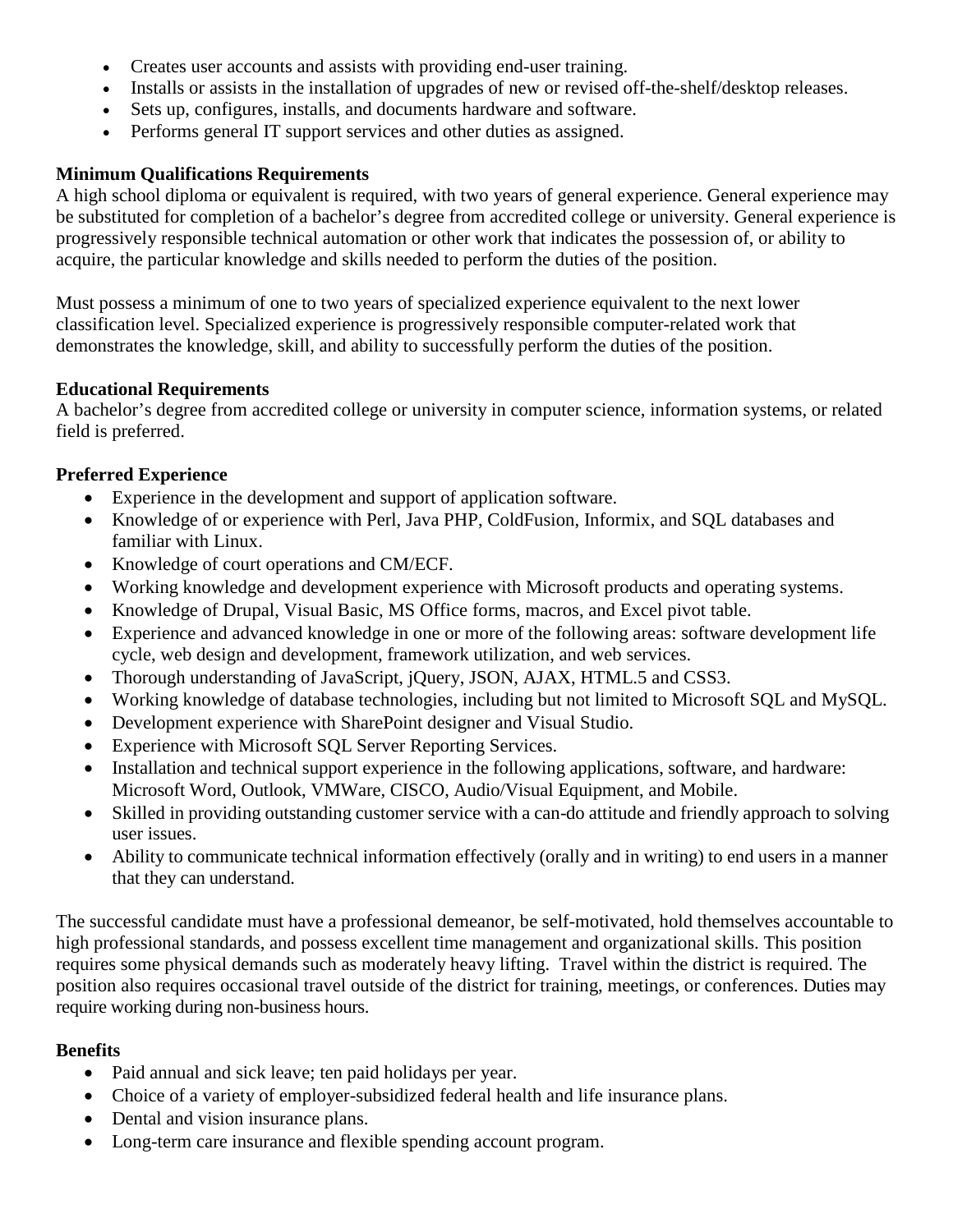- Creates user accounts and assists with providing end-user training.
- Installs or assists in the installation of upgrades of new or revised off-the-shelf/desktop releases.
- Sets up, configures, installs, and documents hardware and software.
- Performs general IT support services and other duties as assigned.

**Minimum Qualifications Requirements**
A high school diploma or equivalent is required, with two years of general experience. General experience may be substituted for completion of a bachelor's degree from accredited college or university. General experience is progressively responsible technical automation or other work that indicates the possession of, or ability to acquire, the particular knowledge and skills needed to perform the duties of the position.

Must possess a minimum of one to two years of specialized experience equivalent to the next lower classification level. Specialized experience is progressively responsible computer-related work that demonstrates the knowledge, skill, and ability to successfully perform the duties of the position.

**Educational Requirements**
A bachelor's degree from accredited college or university in computer science, information systems, or related field is preferred.

**Preferred Experience**

- Experience in the development and support of application software.
- Knowledge of or experience with Perl, Java PHP, ColdFusion, Informix, and SQL databases and familiar with Linux.
- Knowledge of court operations and CM/ECF.
- Working knowledge and development experience with Microsoft products and operating systems.
- Knowledge of Drupal, Visual Basic, MS Office forms, macros, and Excel pivot table.
- Experience and advanced knowledge in one or more of the following areas: software development life cycle, web design and development, framework utilization, and web services.
- Thorough understanding of JavaScript, jQuery, JSON, AJAX, HTML.5 and CSS3.
- Working knowledge of database technologies, including but not limited to Microsoft SQL and MySQL.
- Development experience with SharePoint designer and Visual Studio.
- Experience with Microsoft SQL Server Reporting Services.
- Installation and technical support experience in the following applications, software, and hardware: Microsoft Word, Outlook, VMWare, CISCO, Audio/Visual Equipment, and Mobile.
- Skilled in providing outstanding customer service with a can-do attitude and friendly approach to solving user issues.
- Ability to communicate technical information effectively (orally and in writing) to end users in a manner that they can understand.

The successful candidate must have a professional demeanor, be self-motivated, hold themselves accountable to high professional standards, and possess excellent time management and organizational skills. This position requires some physical demands such as moderately heavy lifting. Travel within the district is required. The position also requires occasional travel outside of the district for training, meetings, or conferences. Duties may require working during non-business hours.

**Benefits**

- Paid annual and sick leave; ten paid holidays per year.
- Choice of a variety of employer-subsidized federal health and life insurance plans.
- Dental and vision insurance plans.
- Long-term care insurance and flexible spending account program.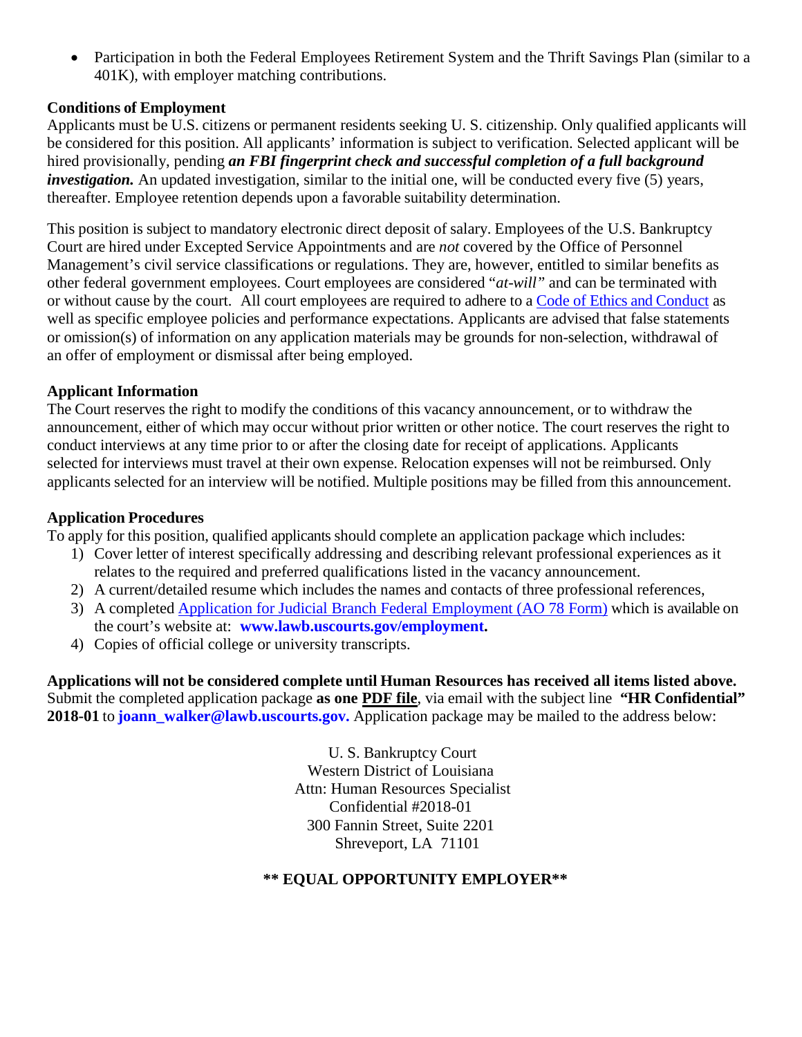- Participation in both the Federal Employees Retirement System and the Thrift Savings Plan (similar to a 401K), with employer matching contributions.

**Conditions of Employment**

Applicants must be U.S. citizens or permanent residents seeking U. S. citizenship. Only qualified applicants will be considered for this position. All applicants' information is subject to verification. Selected applicant will be hired provisionally, pending ***an FBI fingerprint check and successful completion of a full background investigation.*** An updated investigation, similar to the initial one, will be conducted every five (5) years, thereafter. Employee retention depends upon a favorable suitability determination.

This position is subject to mandatory electronic direct deposit of salary. Employees of the U.S. Bankruptcy Court are hired under Excepted Service Appointments and are *not* covered by the Office of Personnel Management's civil service classifications or regulations. They are, however, entitled to similar benefits as other federal government employees. Court employees are considered "*at-will*" and can be terminated with or without cause by the court. All court employees are required to adhere to a Code of Ethics and Conduct as well as specific employee policies and performance expectations. Applicants are advised that false statements or omission(s) of information on any application materials may be grounds for non-selection, withdrawal of an offer of employment or dismissal after being employed.

**Applicant Information**

The Court reserves the right to modify the conditions of this vacancy announcement, or to withdraw the announcement, either of which may occur without prior written or other notice. The court reserves the right to conduct interviews at any time prior to or after the closing date for receipt of applications. Applicants selected for interviews must travel at their own expense. Relocation expenses will not be reimbursed. Only applicants selected for an interview will be notified. Multiple positions may be filled from this announcement.

**Application Procedures**

To apply for this position, qualified applicants should complete an application package which includes:

1) Cover letter of interest specifically addressing and describing relevant professional experiences as it relates to the required and preferred qualifications listed in the vacancy announcement.
2) A current/detailed resume which includes the names and contacts of three professional references,
3) A completed Application for Judicial Branch Federal Employment (AO 78 Form) which is available on the court's website at: **www.lawb.uscourts.gov/employment.**
4) Copies of official college or university transcripts.

**Applications will not be considered complete until Human Resources has received all items listed above.** Submit the completed application package **as one PDF file**, via email with the subject line **"HR Confidential" 2018-01** to **joann_walker@lawb.uscourts.gov.** Application package may be mailed to the address below:

U. S. Bankruptcy Court
Western District of Louisiana
Attn: Human Resources Specialist
Confidential #2018-01
300 Fannin Street, Suite 2201
Shreveport, LA 71101

**\*\* EQUAL OPPORTUNITY EMPLOYER\*\***